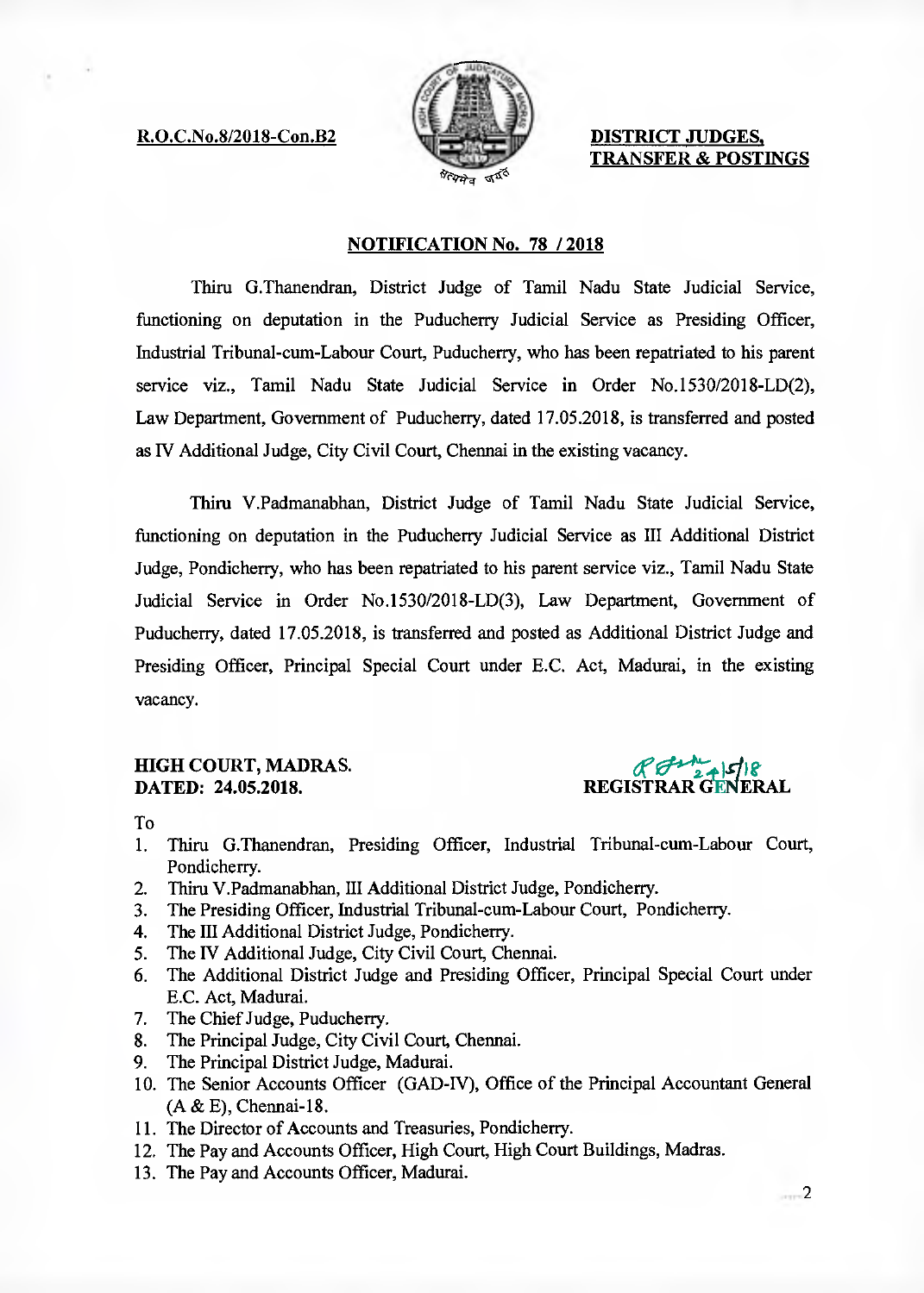R.O.C.No.8/2018-Con.B2

**DISTRICT JUDGES, TRANSFER & POSTINGS**

## NOTIFICATION No. 78 / 2018

Thiru G.Thanendran, District Judge of Tamil Nadu State Judicial Service, functioning on deputation in the Puducherry Judicial Service as Presiding Officer, Industrial Tribunal-cum-Labour Court, Puducherry, who has been repatriated to his parent service viz., Tamil Nadu State Judicial Service in Order No.1530/2018-LD(2), Law Department, Government of Puducherry, dated 17.05.2018, is transferred and posted as IV Additional Judge, City Civil Court, Chennai in the existing vacancy.

Thiru V.Padmanabhan, District Judge of Tamil Nadu State Judicial Service, functioning on deputation in the Puducherry Judicial Service as III Additional District Judge, Pondicherry, who has been repatriated to his parent service viz., Tamil Nadu State Judicial Service in Order No.1530/2018-LD(3), Law Department, Government of Puducherry, dated 17.05.2018, is transferred and posted as Additional District Judge and Presiding Officer, Principal Special Court under E.C. Act, Madurai, in the existing vacancy.

**HIGH COURT, MADRAS.**
**DATED: 24.05.2018.**

**REGISTRAR GENERAL**

To

1. Thiru G.Thanendran, Presiding Officer, Industrial Tribunal-cum-Labour Court, Pondicherry.
2. Thiru V.Padmanabhan, III Additional District Judge, Pondicherry.
3. The Presiding Officer, Industrial Tribunal-cum-Labour Court, Pondicherry.
4. The III Additional District Judge, Pondicherry.
5. The IV Additional Judge, City Civil Court, Chennai.
6. The Additional District Judge and Presiding Officer, Principal Special Court under E.C. Act, Madurai.
7. The Chief Judge, Puducherry.
8. The Principal Judge, City Civil Court, Chennai.
9. The Principal District Judge, Madurai.
10. The Senior Accounts Officer (GAD-IV), Office of the Principal Accountant General (A & E), Chennai-18.
11. The Director of Accounts and Treasuries, Pondicherry.
12. The Pay and Accounts Officer, High Court, High Court Buildings, Madras.
13. The Pay and Accounts Officer, Madurai.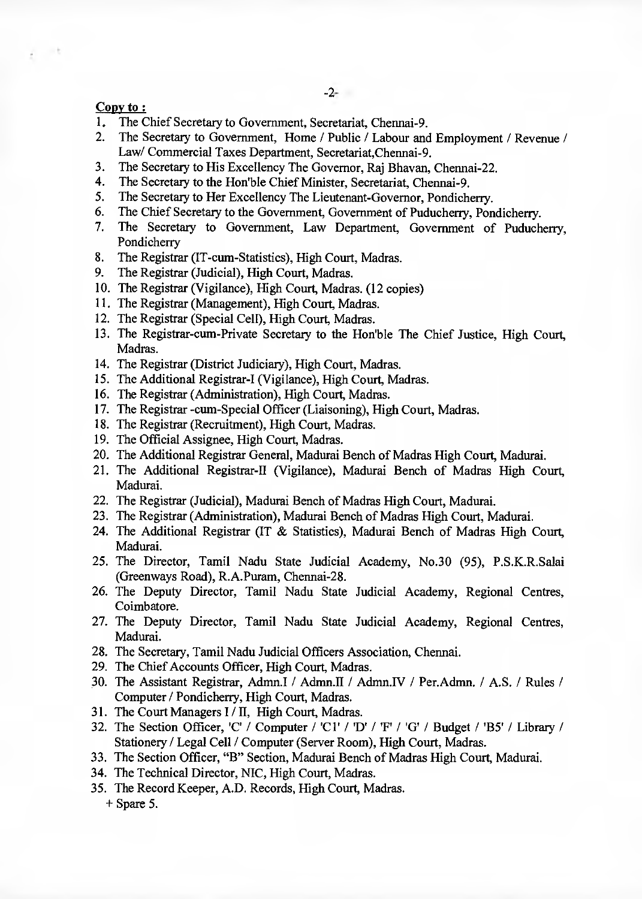**Copy to :**

1. The Chief Secretary to Government, Secretariat, Chennai-9.
2. The Secretary to Government, Home / Public / Labour and Employment / Revenue / Law/ Commercial Taxes Department, Secretariat,Chennai-9.
3. The Secretary to His Excellency The Governor, Raj Bhavan, Chennai-22.
4. The Secretary to the Hon'ble Chief Minister, Secretariat, Chennai-9.
5. The Secretary to Her Excellency The Lieutenant-Governor, Pondicherry.
6. The Chief Secretary to the Government, Government of Puducherry, Pondicherry.
7. The Secretary to Government, Law Department, Government of Puducherry, Pondicherry
8. The Registrar (IT-cum-Statistics), High Court, Madras.
9. The Registrar (Judicial), High Court, Madras.
10. The Registrar (Vigilance), High Court, Madras. (12 copies)
11. The Registrar (Management), High Court, Madras.
12. The Registrar (Special Cell), High Court, Madras.
13. The Registrar-cum-Private Secretary to the Hon'ble The Chief Justice, High Court, Madras.
14. The Registrar (District Judiciary), High Court, Madras.
15. The Additional Registrar-I (Vigilance), High Court, Madras.
16. The Registrar (Administration), High Court, Madras.
17. The Registrar -cum-Special Officer (Liaisoning), High Court, Madras.
18. The Registrar (Recruitment), High Court, Madras.
19. The Official Assignee, High Court, Madras.
20. The Additional Registrar General, Madurai Bench of Madras High Court, Madurai.
21. The Additional Registrar-II (Vigilance), Madurai Bench of Madras High Court, Madurai.
22. The Registrar (Judicial), Madurai Bench of Madras High Court, Madurai.
23. The Registrar (Administration), Madurai Bench of Madras High Court, Madurai.
24. The Additional Registrar (IT & Statistics), Madurai Bench of Madras High Court, Madurai.
25. The Director, Tamil Nadu State Judicial Academy, No.30 (95), P.S.K.R.Salai (Greenways Road), R.A.Puram, Chennai-28.
26. The Deputy Director, Tamil Nadu State Judicial Academy, Regional Centres, Coimbatore.
27. The Deputy Director, Tamil Nadu State Judicial Academy, Regional Centres, Madurai.
28. The Secretary, Tamil Nadu Judicial Officers Association, Chennai.
29. The Chief Accounts Officer, High Court, Madras.
30. The Assistant Registrar, Admn.I / Admn.II / Admn.IV / Per.Admn. / A.S. / Rules / Computer / Pondicherry, High Court, Madras.
31. The Court Managers I / II, High Court, Madras.
32. The Section Officer, 'C' / Computer / 'C1' / 'D' / 'F' / 'G' / Budget / 'B5' / Library / Stationery / Legal Cell / Computer (Server Room), High Court, Madras.
33. The Section Officer, "B" Section, Madurai Bench of Madras High Court, Madurai.
34. The Technical Director, NIC, High Court, Madras.
35. The Record Keeper, A.D. Records, High Court, Madras.

+ Spare 5.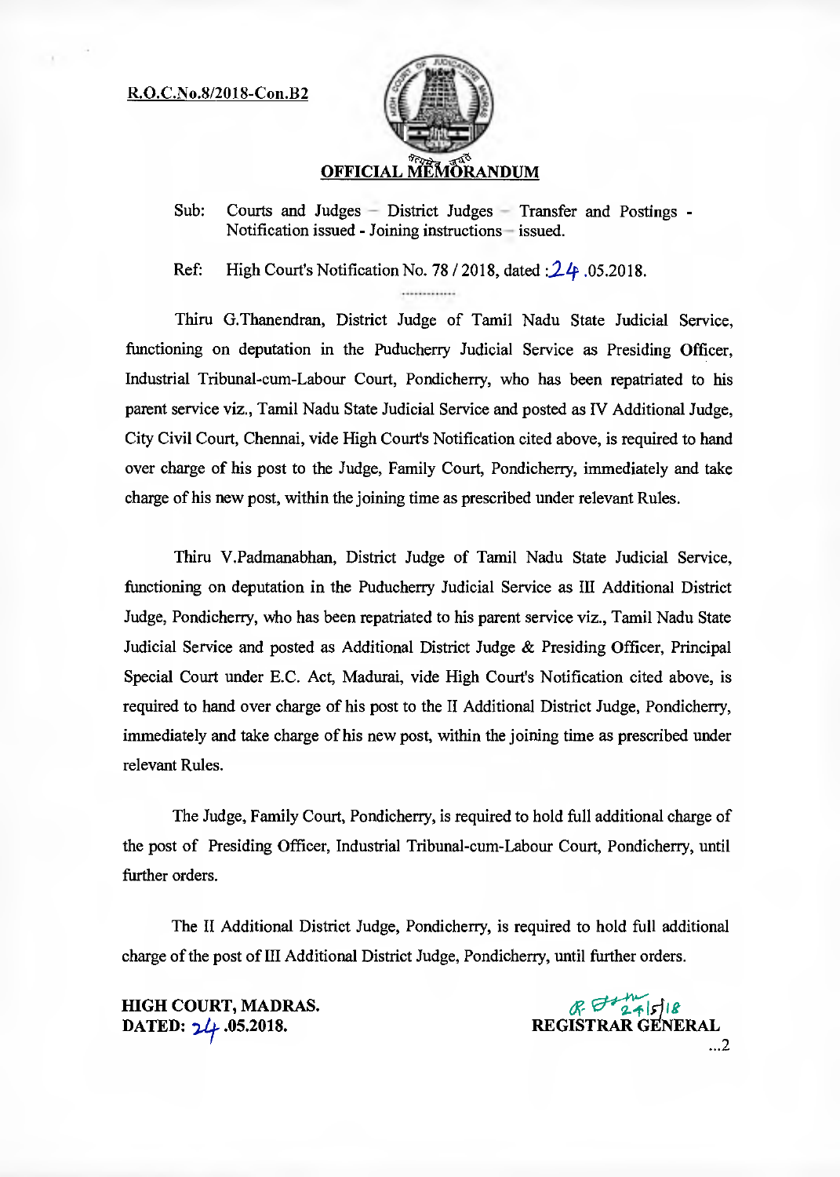R.O.C.No.8/2018-Con.B2

## OFFICIAL MEMORANDUM

Sub: Courts and Judges – District Judges – Transfer and Postings - Notification issued - Joining instructions – issued.

Ref: High Court's Notification No. 78 / 2018, dated :24.05.2018.

Thiru G.Thanendran, District Judge of Tamil Nadu State Judicial Service, functioning on deputation in the Puducherry Judicial Service as Presiding Officer, Industrial Tribunal-cum-Labour Court, Pondicherry, who has been repatriated to his parent service viz., Tamil Nadu State Judicial Service and posted as IV Additional Judge, City Civil Court, Chennai, vide High Court's Notification cited above, is required to hand over charge of his post to the Judge, Family Court, Pondicherry, immediately and take charge of his new post, within the joining time as prescribed under relevant Rules.

Thiru V.Padmanabhan, District Judge of Tamil Nadu State Judicial Service, functioning on deputation in the Puducherry Judicial Service as III Additional District Judge, Pondicherry, who has been repatriated to his parent service viz., Tamil Nadu State Judicial Service and posted as Additional District Judge & Presiding Officer, Principal Special Court under E.C. Act, Madurai, vide High Court's Notification cited above, is required to hand over charge of his post to the II Additional District Judge, Pondicherry, immediately and take charge of his new post, within the joining time as prescribed under relevant Rules.

The Judge, Family Court, Pondicherry, is required to hold full additional charge of the post of Presiding Officer, Industrial Tribunal-cum-Labour Court, Pondicherry, until further orders.

The II Additional District Judge, Pondicherry, is required to hold full additional charge of the post of III Additional District Judge, Pondicherry, until further orders.

**HIGH COURT, MADRAS.**
**DATED: 24.05.2018.**

24/5/18
**REGISTRAR GENERAL**

...2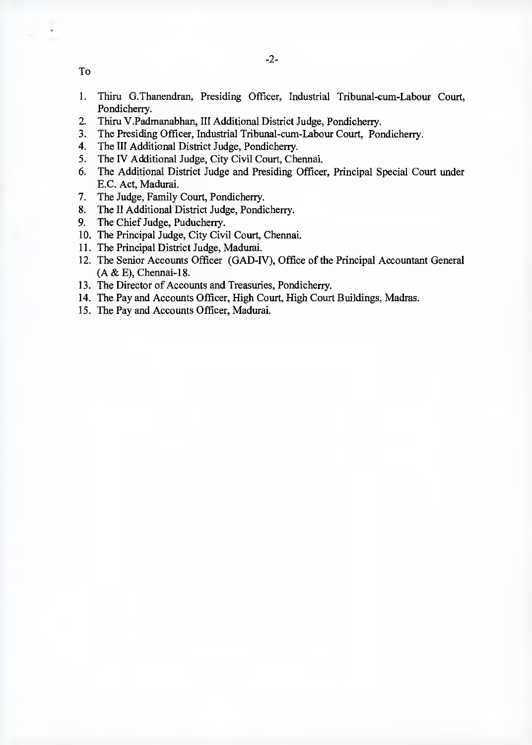To

1. Thiru G.Thanendran, Presiding Officer, Industrial Tribunal-cum-Labour Court, Pondicherry.
2. Thiru V.Padmanabhan, III Additional District Judge, Pondicherry.
3. The Presiding Officer, Industrial Tribunal-cum-Labour Court, Pondicherry.
4. The III Additional District Judge, Pondicherry.
5. The IV Additional Judge, City Civil Court, Chennai.
6. The Additional District Judge and Presiding Officer, Principal Special Court under E.C. Act, Madurai.
7. The Judge, Family Court, Pondicherry.
8. The II Additional District Judge, Pondicherry.
9. The Chief Judge, Puducherry.
10. The Principal Judge, City Civil Court, Chennai.
11. The Principal District Judge, Madurai.
12. The Senior Accounts Officer (GAD-IV), Office of the Principal Accountant General (A & E), Chennai-18.
13. The Director of Accounts and Treasuries, Pondicherry.
14. The Pay and Accounts Officer, High Court, High Court Buildings, Madras.
15. The Pay and Accounts Officer, Madurai.